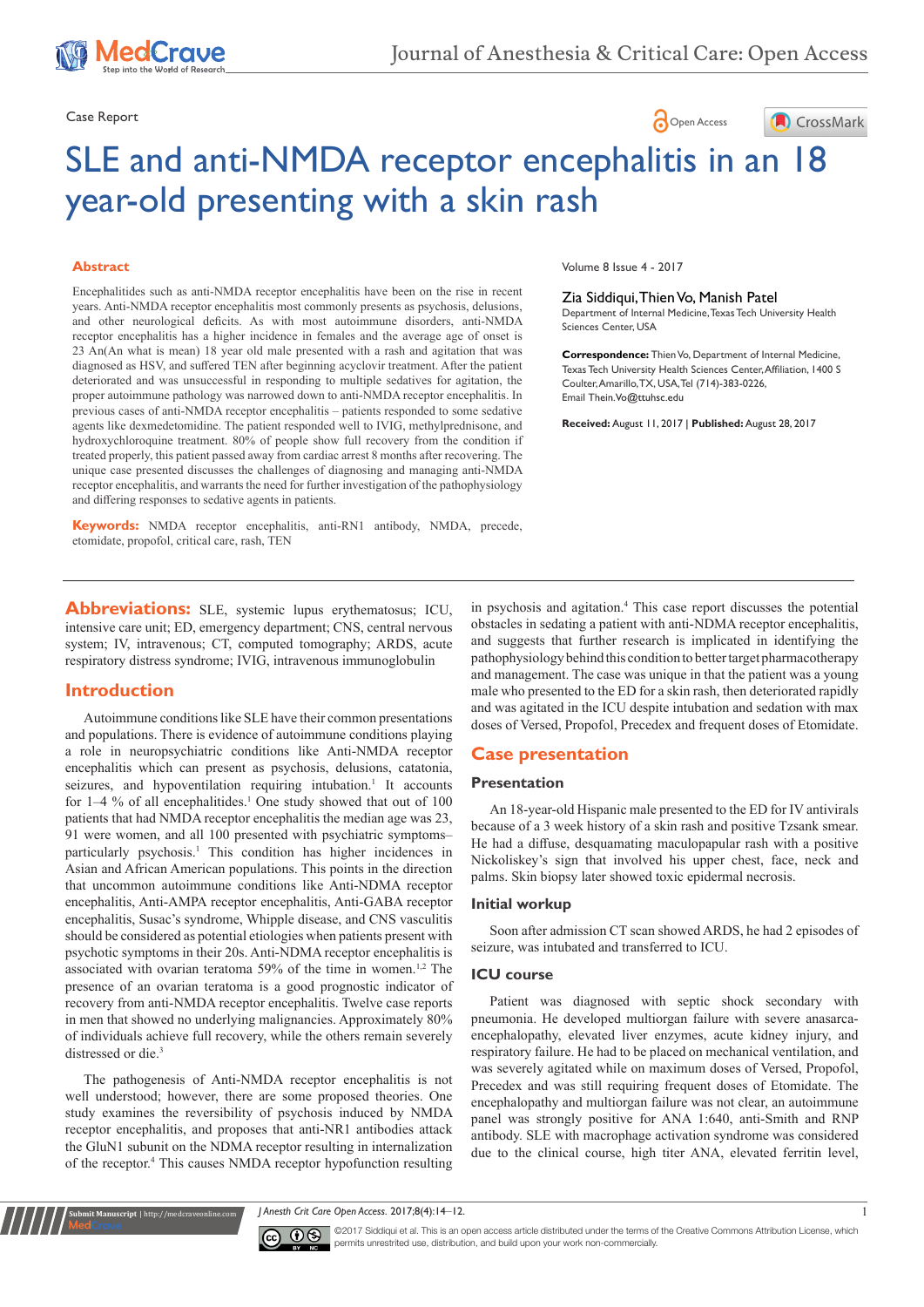Case Report

# SLE and anti-NMDA receptor encephalitis in an 18 year-old presenting with a skin rash

## Abstract

Encephalitides such as anti-NMDA receptor encephalitis have been on the rise in recent years. Anti-NMDA receptor encephalitis most commonly presents as psychosis, delusions, and other neurological deficits. As with most autoimmune disorders, anti-NMDA receptor encephalitis has a higher incidence in females and the average age of onset is 23 An(An what is mean) 18 year old male presented with a rash and agitation that was diagnosed as HSV, and suffered TEN after beginning acyclovir treatment. After the patient deteriorated and was unsuccessful in responding to multiple sedatives for agitation, the proper autoimmune pathology was narrowed down to anti-NMDA receptor encephalitis. In previous cases of anti-NMDA receptor encephalitis – patients responded to some sedative agents like dexmedetomidine. The patient responded well to IVIG, methylprednisone, and hydroxychloroquine treatment. 80% of people show full recovery from the condition if treated properly, this patient passed away from cardiac arrest 8 months after recovering. The unique case presented discusses the challenges of diagnosing and managing anti-NMDA receptor encephalitis, and warrants the need for further investigation of the pathophysiology and differing responses to sedative agents in patients.

**Keywords:** NMDA receptor encephalitis, anti-RN1 antibody, NMDA, precede, etomidate, propofol, critical care, rash, TEN

Zia Siddiqui, Thien Vo, Manish Patel

Department of Internal Medicine, Texas Tech University Health Sciences Center, USA

**Correspondence:** Thien Vo, Department of Internal Medicine, Texas Tech University Health Sciences Center, Affiliation, 1400 S Coulter, Amarillo, TX, USA, Tel (714)-383-0226, Email Thein.Vo@ttuhsc.edu

**Received:** August 11, 2017 | **Published:** August 28, 2017

**Abbreviations:** SLE, systemic lupus erythematosus; ICU, intensive care unit; ED, emergency department; CNS, central nervous system; IV, intravenous; CT, computed tomography; ARDS, acute respiratory distress syndrome; IVIG, intravenous immunoglobulin

## Introduction

Autoimmune conditions like SLE have their common presentations and populations. There is evidence of autoimmune conditions playing a role in neuropsychiatric conditions like Anti-NMDA receptor encephalitis which can present as psychosis, delusions, catatonia, seizures, and hypoventilation requiring intubation.[1] It accounts for 1–4 % of all encephalitides.[1] One study showed that out of 100 patients that had NMDA receptor encephalitis the median age was 23, 91 were women, and all 100 presented with psychiatric symptoms–particularly psychosis.[1] This condition has higher incidences in Asian and African American populations. This points in the direction that uncommon autoimmune conditions like Anti-NDMA receptor encephalitis, Anti-AMPA receptor encephalitis, Anti-GABA receptor encephalitis, Susac's syndrome, Whipple disease, and CNS vasculitis should be considered as potential etiologies when patients present with psychotic symptoms in their 20s. Anti-NDMA receptor encephalitis is associated with ovarian teratoma 59% of the time in women.[1,2] The presence of an ovarian teratoma is a good prognostic indicator of recovery from anti-NMDA receptor encephalitis. Twelve case reports in men that showed no underlying malignancies. Approximately 80% of individuals achieve full recovery, while the others remain severely distressed or die.[3]

The pathogenesis of Anti-NMDA receptor encephalitis is not well understood; however, there are some proposed theories. One study examines the reversibility of psychosis induced by NMDA receptor encephalitis, and proposes that anti-NR1 antibodies attack the GluN1 subunit on the NDMA receptor resulting in internalization of the receptor.[4] This causes NMDA receptor hypofunction resulting in psychosis and agitation.[4] This case report discusses the potential obstacles in sedating a patient with anti-NDMA receptor encephalitis, and suggests that further research is implicated in identifying the pathophysiology behind this condition to better target pharmacotherapy and management. The case was unique in that the patient was a young male who presented to the ED for a skin rash, then deteriorated rapidly and was agitated in the ICU despite intubation and sedation with max doses of Versed, Propofol, Precedex and frequent doses of Etomidate.

## Case presentation

### Presentation

An 18-year-old Hispanic male presented to the ED for IV antivirals because of a 3 week history of a skin rash and positive Tzsank smear. He had a diffuse, desquamating maculopapular rash with a positive Nickoliskey's sign that involved his upper chest, face, neck and palms. Skin biopsy later showed toxic epidermal necrosis.

### Initial workup

Soon after admission CT scan showed ARDS, he had 2 episodes of seizure, was intubated and transferred to ICU.

### ICU course

Patient was diagnosed with septic shock secondary with pneumonia. He developed multiorgan failure with severe anasarca-encephalopathy, elevated liver enzymes, acute kidney injury, and respiratory failure. He had to be placed on mechanical ventilation, and was severely agitated while on maximum doses of Versed, Propofol, Precedex and was still requiring frequent doses of Etomidate. The encephalopathy and multiorgan failure was not clear, an autoimmune panel was strongly positive for ANA 1:640, anti-Smith and RNP antibody. SLE with macrophage activation syndrome was considered due to the clinical course, high titer ANA, elevated ferritin level,

©2017 Siddiqui et al. This is an open access article distributed under the terms of the Creative Commons Attribution License, which permits unrestricted use, distribution, and build upon your work non-commercially.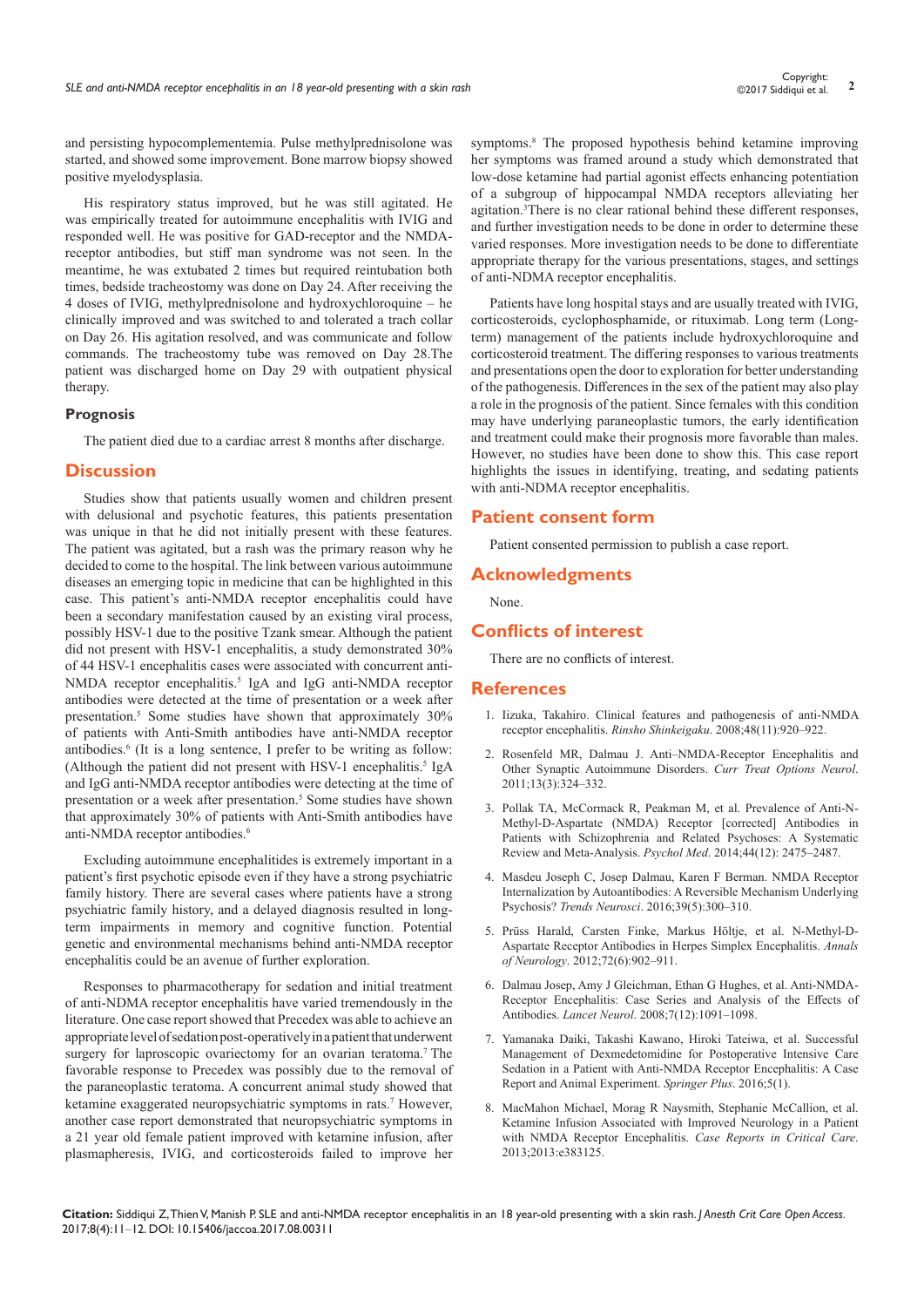and persisting hypocomplementemia. Pulse methylprednisolone was started, and showed some improvement. Bone marrow biopsy showed positive myelodysplasia.

His respiratory status improved, but he was still agitated. He was empirically treated for autoimmune encephalitis with IVIG and responded well. He was positive for GAD-receptor and the NMDA-receptor antibodies, but stiff man syndrome was not seen. In the meantime, he was extubated 2 times but required reintubation both times, bedside tracheostomy was done on Day 24. After receiving the 4 doses of IVIG, methylprednisolone and hydroxychloroquine – he clinically improved and was switched to and tolerated a trach collar on Day 26. His agitation resolved, and was communicate and follow commands. The tracheostomy tube was removed on Day 28.The patient was discharged home on Day 29 with outpatient physical therapy.

### Prognosis

The patient died due to a cardiac arrest 8 months after discharge.

## Discussion

Studies show that patients usually women and children present with delusional and psychotic features, this patients presentation was unique in that he did not initially present with these features. The patient was agitated, but a rash was the primary reason why he decided to come to the hospital. The link between various autoimmune diseases an emerging topic in medicine that can be highlighted in this case. This patient's anti-NMDA receptor encephalitis could have been a secondary manifestation caused by an existing viral process, possibly HSV-1 due to the positive Tzank smear. Although the patient did not present with HSV-1 encephalitis, a study demonstrated 30% of 44 HSV-1 encephalitis cases were associated with concurrent anti-NMDA receptor encephalitis.[5] IgA and IgG anti-NMDA receptor antibodies were detected at the time of presentation or a week after presentation.[5] Some studies have shown that approximately 30% of patients with Anti-Smith antibodies have anti-NMDA receptor antibodies.[6] (It is a long sentence, I prefer to be writing as follow: (Although the patient did not present with HSV-1 encephalitis.[5] IgA and IgG anti-NMDA receptor antibodies were detecting at the time of presentation or a week after presentation.[5] Some studies have shown that approximately 30% of patients with Anti-Smith antibodies have anti-NMDA receptor antibodies.[6]

Excluding autoimmune encephalitides is extremely important in a patient's first psychotic episode even if they have a strong psychiatric family history. There are several cases where patients have a strong psychiatric family history, and a delayed diagnosis resulted in long-term impairments in memory and cognitive function. Potential genetic and environmental mechanisms behind anti-NMDA receptor encephalitis could be an avenue of further exploration.

Responses to pharmacotherapy for sedation and initial treatment of anti-NDMA receptor encephalitis have varied tremendously in the literature. One case report showed that Precedex was able to achieve an appropriate level of sedation post-operatively in a patient that underwent surgery for laproscopic ovariectomy for an ovarian teratoma.[7] The favorable response to Precedex was possibly due to the removal of the paraneoplastic teratoma. A concurrent animal study showed that ketamine exaggerated neuropsychiatric symptoms in rats.[7] However, another case report demonstrated that neuropsychiatric symptoms in a 21 year old female patient improved with ketamine infusion, after plasmapheresis, IVIG, and corticosteroids failed to improve her symptoms.[8] The proposed hypothesis behind ketamine improving her symptoms was framed around a study which demonstrated that low-dose ketamine had partial agonist effects enhancing potentiation of a subgroup of hippocampal NMDA receptors alleviating her agitation.[3]There is no clear rational behind these different responses, and further investigation needs to be done in order to determine these varied responses. More investigation needs to be done to differentiate appropriate therapy for the various presentations, stages, and settings of anti-NDMA receptor encephalitis.

Patients have long hospital stays and are usually treated with IVIG, corticosteroids, cyclophosphamide, or rituximab. Long term (Long-term) management of the patients include hydroxychloroquine and corticosteroid treatment. The differing responses to various treatments and presentations open the door to exploration for better understanding of the pathogenesis. Differences in the sex of the patient may also play a role in the prognosis of the patient. Since females with this condition may have underlying paraneoplastic tumors, the early identification and treatment could make their prognosis more favorable than males. However, no studies have been done to show this. This case report highlights the issues in identifying, treating, and sedating patients with anti-NDMA receptor encephalitis.

## Patient consent form

Patient consented permission to publish a case report.

## Acknowledgments

None.

## Conflicts of interest

There are no conflicts of interest.

## References

1. Iizuka, Takahiro. Clinical features and pathogenesis of anti-NMDA receptor encephalitis. *Rinsho Shinkeigaku*. 2008;48(11):920–922.
2. Rosenfeld MR, Dalmau J. Anti–NMDA-Receptor Encephalitis and Other Synaptic Autoimmune Disorders. *Curr Treat Options Neurol*. 2011;13(3):324–332.
3. Pollak TA, McCormack R, Peakman M, et al. Prevalence of Anti-N-Methyl-D-Aspartate (NMDA) Receptor [corrected] Antibodies in Patients with Schizophrenia and Related Psychoses: A Systematic Review and Meta-Analysis. *Psychol Med*. 2014;44(12): 2475–2487.
4. Masdeu Joseph C, Josep Dalmau, Karen F Berman. NMDA Receptor Internalization by Autoantibodies: A Reversible Mechanism Underlying Psychosis? *Trends Neurosci*. 2016;39(5):300–310.
5. Prüss Harald, Carsten Finke, Markus Höltje, et al. N-Methyl-D-Aspartate Receptor Antibodies in Herpes Simplex Encephalitis. *Annals of Neurology*. 2012;72(6):902–911.
6. Dalmau Josep, Amy J Gleichman, Ethan G Hughes, et al. Anti-NMDA-Receptor Encephalitis: Case Series and Analysis of the Effects of Antibodies. *Lancet Neurol*. 2008;7(12):1091–1098.
7. Yamanaka Daiki, Takashi Kawano, Hiroki Tateiwa, et al. Successful Management of Dexmedetomidine for Postoperative Intensive Care Sedation in a Patient with Anti-NMDA Receptor Encephalitis: A Case Report and Animal Experiment. *Springer Plus*. 2016;5(1).
8. MacMahon Michael, Morag R Naysmith, Stephanie McCallion, et al. Ketamine Infusion Associated with Improved Neurology in a Patient with NMDA Receptor Encephalitis. *Case Reports in Critical Care*. 2013;2013:e383125.